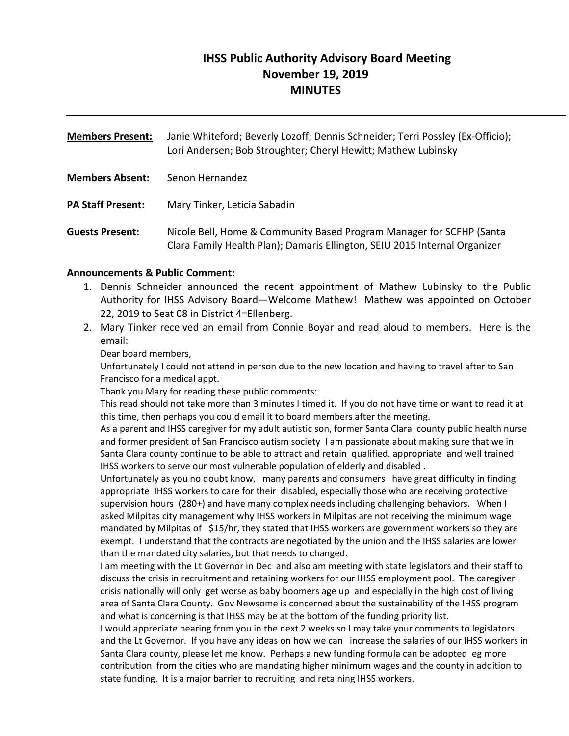# IHSS Public Authority Advisory Board Meeting
## November 19, 2019
## MINUTES

---

**Members Present:** Janie Whiteford; Beverly Lozoff; Dennis Schneider; Terri Possley (Ex-Officio); Lori Andersen; Bob Stroughter; Cheryl Hewitt; Mathew Lubinsky

**Members Absent:** Senon Hernandez

**PA Staff Present:** Mary Tinker, Leticia Sabadin

**Guests Present:** Nicole Bell, Home & Community Based Program Manager for SCFHP (Santa Clara Family Health Plan); Damaris Ellington, SEIU 2015 Internal Organizer

**Announcements & Public Comment:**

1. Dennis Schneider announced the recent appointment of Mathew Lubinsky to the Public Authority for IHSS Advisory Board—Welcome Mathew! Mathew was appointed on October 22, 2019 to Seat 08 in District 4=Ellenberg.
2. Mary Tinker received an email from Connie Boyar and read aloud to members. Here is the email:

   Dear board members,

   Unfortunately I could not attend in person due to the new location and having to travel after to San Francisco for a medical appt.

   Thank you Mary for reading these public comments:

   This read should not take more than 3 minutes I timed it. If you do not have time or want to read it at this time, then perhaps you could email it to board members after the meeting.

   As a parent and IHSS caregiver for my adult autistic son, former Santa Clara county public health nurse and former president of San Francisco autism society I am passionate about making sure that we in Santa Clara county continue to be able to attract and retain qualified. appropriate and well trained IHSS workers to serve our most vulnerable population of elderly and disabled .

   Unfortunately as you no doubt know, many parents and consumers have great difficulty in finding appropriate IHSS workers to care for their disabled, especially those who are receiving protective supervision hours (280+) and have many complex needs including challenging behaviors. When I asked Milpitas city management why IHSS workers in Milpitas are not receiving the minimum wage mandated by Milpitas of $15/hr, they stated that IHSS workers are government workers so they are exempt. I understand that the contracts are negotiated by the union and the IHSS salaries are lower than the mandated city salaries, but that needs to changed.

   I am meeting with the Lt Governor in Dec and also am meeting with state legislators and their staff to discuss the crisis in recruitment and retaining workers for our IHSS employment pool. The caregiver crisis nationally will only get worse as baby boomers age up and especially in the high cost of living area of Santa Clara County. Gov Newsome is concerned about the sustainability of the IHSS program and what is concerning is that IHSS may be at the bottom of the funding priority list.

   I would appreciate hearing from you in the next 2 weeks so I may take your comments to legislators and the Lt Governor. If you have any ideas on how we can increase the salaries of our IHSS workers in Santa Clara county, please let me know. Perhaps a new funding formula can be adopted eg more contribution from the cities who are mandating higher minimum wages and the county in addition to state funding. It is a major barrier to recruiting and retaining IHSS workers.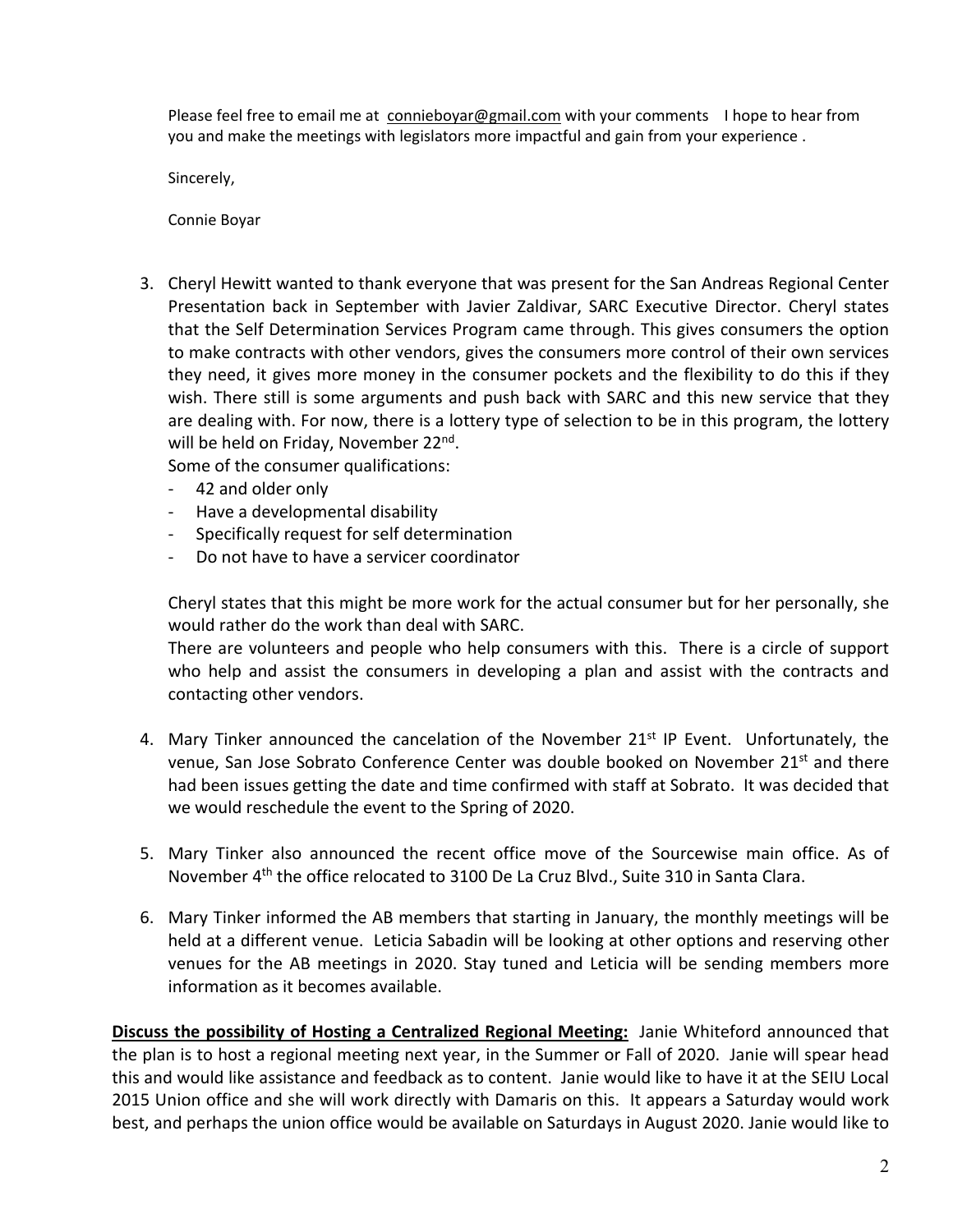Please feel free to email me at connieboyar@gmail.com with your comments I hope to hear from you and make the meetings with legislators more impactful and gain from your experience .

Sincerely,

Connie Boyar

3. Cheryl Hewitt wanted to thank everyone that was present for the San Andreas Regional Center Presentation back in September with Javier Zaldivar, SARC Executive Director. Cheryl states that the Self Determination Services Program came through. This gives consumers the option to make contracts with other vendors, gives the consumers more control of their own services they need, it gives more money in the consumer pockets and the flexibility to do this if they wish. There still is some arguments and push back with SARC and this new service that they are dealing with. For now, there is a lottery type of selection to be in this program, the lottery will be held on Friday, November 22nd.

   Some of the consumer qualifications:

   - 42 and older only
   - Have a developmental disability
   - Specifically request for self determination
   - Do not have to have a servicer coordinator

   Cheryl states that this might be more work for the actual consumer but for her personally, she would rather do the work than deal with SARC.

   There are volunteers and people who help consumers with this. There is a circle of support who help and assist the consumers in developing a plan and assist with the contracts and contacting other vendors.

4. Mary Tinker announced the cancelation of the November 21st IP Event. Unfortunately, the venue, San Jose Sobrato Conference Center was double booked on November 21st and there had been issues getting the date and time confirmed with staff at Sobrato. It was decided that we would reschedule the event to the Spring of 2020.

5. Mary Tinker also announced the recent office move of the Sourcewise main office. As of November 4th the office relocated to 3100 De La Cruz Blvd., Suite 310 in Santa Clara.

6. Mary Tinker informed the AB members that starting in January, the monthly meetings will be held at a different venue. Leticia Sabadin will be looking at other options and reserving other venues for the AB meetings in 2020. Stay tuned and Leticia will be sending members more information as it becomes available.

**Discuss the possibility of Hosting a Centralized Regional Meeting:** Janie Whiteford announced that the plan is to host a regional meeting next year, in the Summer or Fall of 2020. Janie will spear head this and would like assistance and feedback as to content. Janie would like to have it at the SEIU Local 2015 Union office and she will work directly with Damaris on this. It appears a Saturday would work best, and perhaps the union office would be available on Saturdays in August 2020. Janie would like to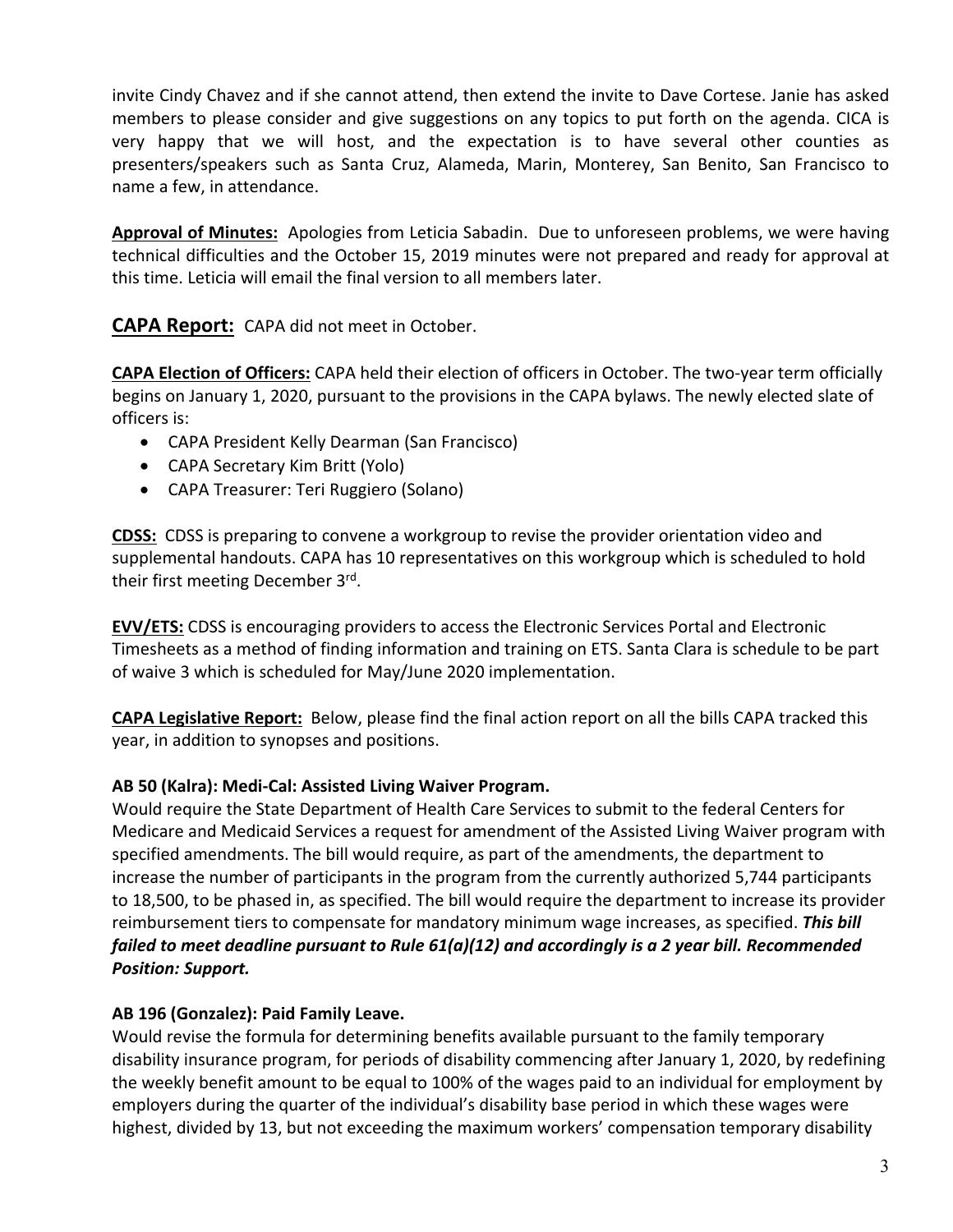invite Cindy Chavez and if she cannot attend, then extend the invite to Dave Cortese. Janie has asked members to please consider and give suggestions on any topics to put forth on the agenda. CICA is very happy that we will host, and the expectation is to have several other counties as presenters/speakers such as Santa Cruz, Alameda, Marin, Monterey, San Benito, San Francisco to name a few, in attendance.

**Approval of Minutes:** Apologies from Leticia Sabadin. Due to unforeseen problems, we were having technical difficulties and the October 15, 2019 minutes were not prepared and ready for approval at this time. Leticia will email the final version to all members later.

## CAPA Report:

CAPA did not meet in October.

**CAPA Election of Officers:** CAPA held their election of officers in October. The two-year term officially begins on January 1, 2020, pursuant to the provisions in the CAPA bylaws. The newly elected slate of officers is:

- CAPA President Kelly Dearman (San Francisco)
- CAPA Secretary Kim Britt (Yolo)
- CAPA Treasurer: Teri Ruggiero (Solano)

**CDSS:** CDSS is preparing to convene a workgroup to revise the provider orientation video and supplemental handouts. CAPA has 10 representatives on this workgroup which is scheduled to hold their first meeting December 3rd.

**EVV/ETS:** CDSS is encouraging providers to access the Electronic Services Portal and Electronic Timesheets as a method of finding information and training on ETS. Santa Clara is schedule to be part of waive 3 which is scheduled for May/June 2020 implementation.

**CAPA Legislative Report:** Below, please find the final action report on all the bills CAPA tracked this year, in addition to synopses and positions.

**AB 50 (Kalra): Medi-Cal: Assisted Living Waiver Program.**

Would require the State Department of Health Care Services to submit to the federal Centers for Medicare and Medicaid Services a request for amendment of the Assisted Living Waiver program with specified amendments. The bill would require, as part of the amendments, the department to increase the number of participants in the program from the currently authorized 5,744 participants to 18,500, to be phased in, as specified. The bill would require the department to increase its provider reimbursement tiers to compensate for mandatory minimum wage increases, as specified. ***This bill failed to meet deadline pursuant to Rule 61(a)(12) and accordingly is a 2 year bill. Recommended Position: Support.***

**AB 196 (Gonzalez): Paid Family Leave.**

Would revise the formula for determining benefits available pursuant to the family temporary disability insurance program, for periods of disability commencing after January 1, 2020, by redefining the weekly benefit amount to be equal to 100% of the wages paid to an individual for employment by employers during the quarter of the individual's disability base period in which these wages were highest, divided by 13, but not exceeding the maximum workers' compensation temporary disability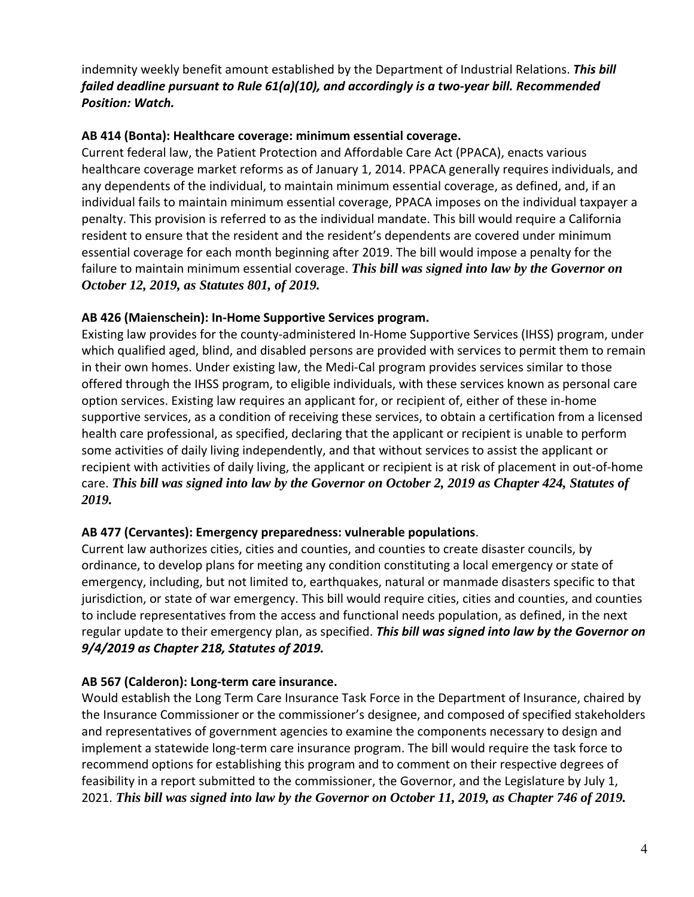indemnity weekly benefit amount established by the Department of Industrial Relations. ***This bill failed deadline pursuant to Rule 61(a)(10), and accordingly is a two-year bill. Recommended Position: Watch.***

**AB 414 (Bonta): Healthcare coverage: minimum essential coverage.**

Current federal law, the Patient Protection and Affordable Care Act (PPACA), enacts various healthcare coverage market reforms as of January 1, 2014. PPACA generally requires individuals, and any dependents of the individual, to maintain minimum essential coverage, as defined, and, if an individual fails to maintain minimum essential coverage, PPACA imposes on the individual taxpayer a penalty. This provision is referred to as the individual mandate. This bill would require a California resident to ensure that the resident and the resident's dependents are covered under minimum essential coverage for each month beginning after 2019. The bill would impose a penalty for the failure to maintain minimum essential coverage. ***This bill was signed into law by the Governor on October 12, 2019, as Statutes 801, of 2019.***

**AB 426 (Maienschein): In-Home Supportive Services program.**

Existing law provides for the county-administered In-Home Supportive Services (IHSS) program, under which qualified aged, blind, and disabled persons are provided with services to permit them to remain in their own homes. Under existing law, the Medi-Cal program provides services similar to those offered through the IHSS program, to eligible individuals, with these services known as personal care option services. Existing law requires an applicant for, or recipient of, either of these in-home supportive services, as a condition of receiving these services, to obtain a certification from a licensed health care professional, as specified, declaring that the applicant or recipient is unable to perform some activities of daily living independently, and that without services to assist the applicant or recipient with activities of daily living, the applicant or recipient is at risk of placement in out-of-home care. ***This bill was signed into law by the Governor on October 2, 2019 as Chapter 424, Statutes of 2019.***

**AB 477 (Cervantes): Emergency preparedness: vulnerable populations**.

Current law authorizes cities, cities and counties, and counties to create disaster councils, by ordinance, to develop plans for meeting any condition constituting a local emergency or state of emergency, including, but not limited to, earthquakes, natural or manmade disasters specific to that jurisdiction, or state of war emergency. This bill would require cities, cities and counties, and counties to include representatives from the access and functional needs population, as defined, in the next regular update to their emergency plan, as specified. ***This bill was signed into law by the Governor on 9/4/2019 as Chapter 218, Statutes of 2019.***

**AB 567 (Calderon): Long-term care insurance.**

Would establish the Long Term Care Insurance Task Force in the Department of Insurance, chaired by the Insurance Commissioner or the commissioner's designee, and composed of specified stakeholders and representatives of government agencies to examine the components necessary to design and implement a statewide long-term care insurance program. The bill would require the task force to recommend options for establishing this program and to comment on their respective degrees of feasibility in a report submitted to the commissioner, the Governor, and the Legislature by July 1, 2021. ***This bill was signed into law by the Governor on October 11, 2019, as Chapter 746 of 2019.***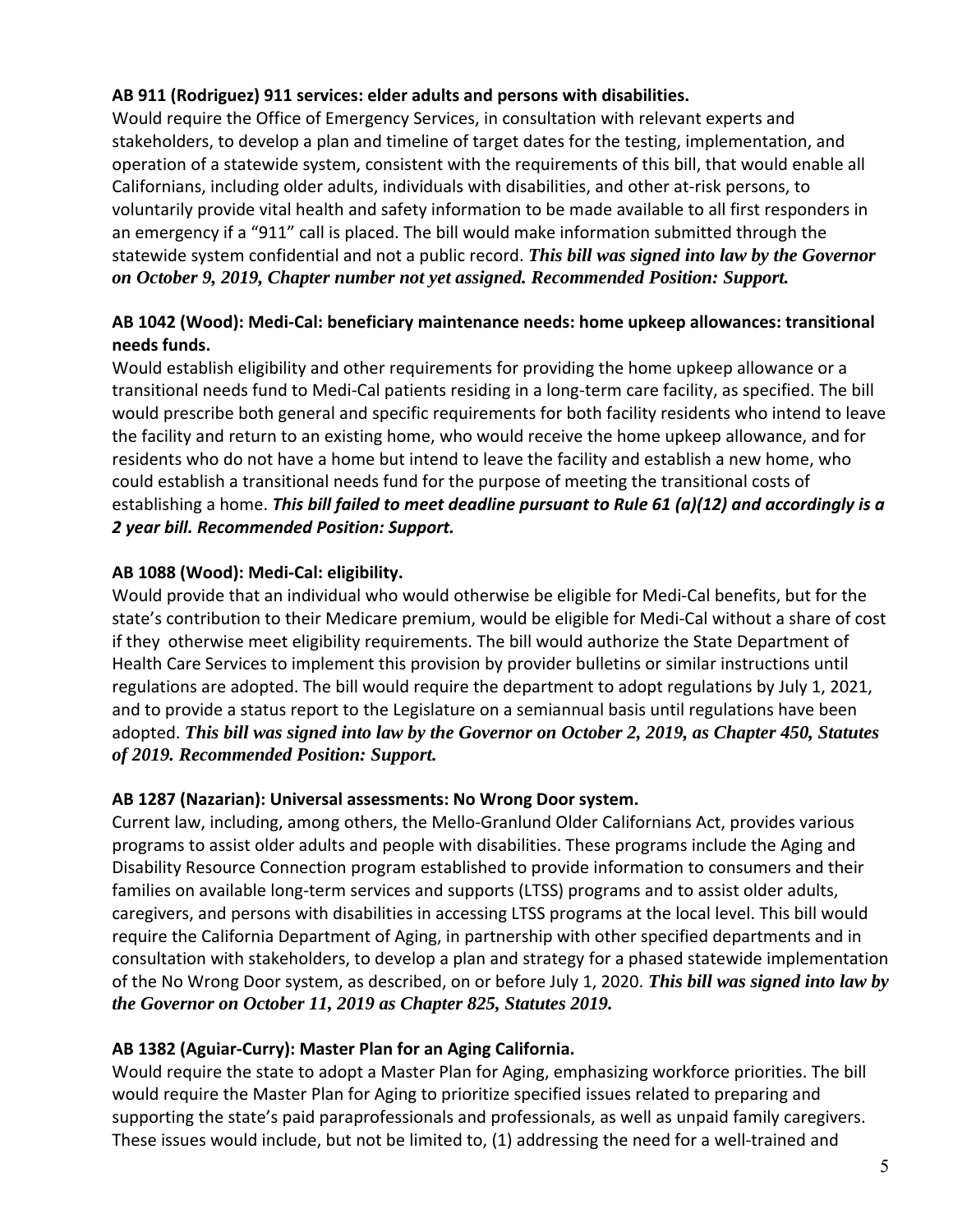**AB 911 (Rodriguez) 911 services: elder adults and persons with disabilities.**

Would require the Office of Emergency Services, in consultation with relevant experts and stakeholders, to develop a plan and timeline of target dates for the testing, implementation, and operation of a statewide system, consistent with the requirements of this bill, that would enable all Californians, including older adults, individuals with disabilities, and other at-risk persons, to voluntarily provide vital health and safety information to be made available to all first responders in an emergency if a "911" call is placed. The bill would make information submitted through the statewide system confidential and not a public record. ***This bill was signed into law by the Governor on October 9, 2019, Chapter number not yet assigned. Recommended Position: Support.***

**AB 1042 (Wood): Medi-Cal: beneficiary maintenance needs: home upkeep allowances: transitional needs funds.**

Would establish eligibility and other requirements for providing the home upkeep allowance or a transitional needs fund to Medi-Cal patients residing in a long-term care facility, as specified. The bill would prescribe both general and specific requirements for both facility residents who intend to leave the facility and return to an existing home, who would receive the home upkeep allowance, and for residents who do not have a home but intend to leave the facility and establish a new home, who could establish a transitional needs fund for the purpose of meeting the transitional costs of establishing a home. ***This bill failed to meet deadline pursuant to Rule 61 (a)(12) and accordingly is a 2 year bill. Recommended Position: Support.***

**AB 1088 (Wood): Medi-Cal: eligibility.**

Would provide that an individual who would otherwise be eligible for Medi-Cal benefits, but for the state's contribution to their Medicare premium, would be eligible for Medi-Cal without a share of cost if they otherwise meet eligibility requirements. The bill would authorize the State Department of Health Care Services to implement this provision by provider bulletins or similar instructions until regulations are adopted. The bill would require the department to adopt regulations by July 1, 2021, and to provide a status report to the Legislature on a semiannual basis until regulations have been adopted. ***This bill was signed into law by the Governor on October 2, 2019, as Chapter 450, Statutes of 2019. Recommended Position: Support.***

**AB 1287 (Nazarian): Universal assessments: No Wrong Door system.**

Current law, including, among others, the Mello-Granlund Older Californians Act, provides various programs to assist older adults and people with disabilities. These programs include the Aging and Disability Resource Connection program established to provide information to consumers and their families on available long-term services and supports (LTSS) programs and to assist older adults, caregivers, and persons with disabilities in accessing LTSS programs at the local level. This bill would require the California Department of Aging, in partnership with other specified departments and in consultation with stakeholders, to develop a plan and strategy for a phased statewide implementation of the No Wrong Door system, as described, on or before July 1, 2020. ***This bill was signed into law by the Governor on October 11, 2019 as Chapter 825, Statutes 2019.***

**AB 1382 (Aguiar-Curry): Master Plan for an Aging California.**

Would require the state to adopt a Master Plan for Aging, emphasizing workforce priorities. The bill would require the Master Plan for Aging to prioritize specified issues related to preparing and supporting the state's paid paraprofessionals and professionals, as well as unpaid family caregivers. These issues would include, but not be limited to, (1) addressing the need for a well-trained and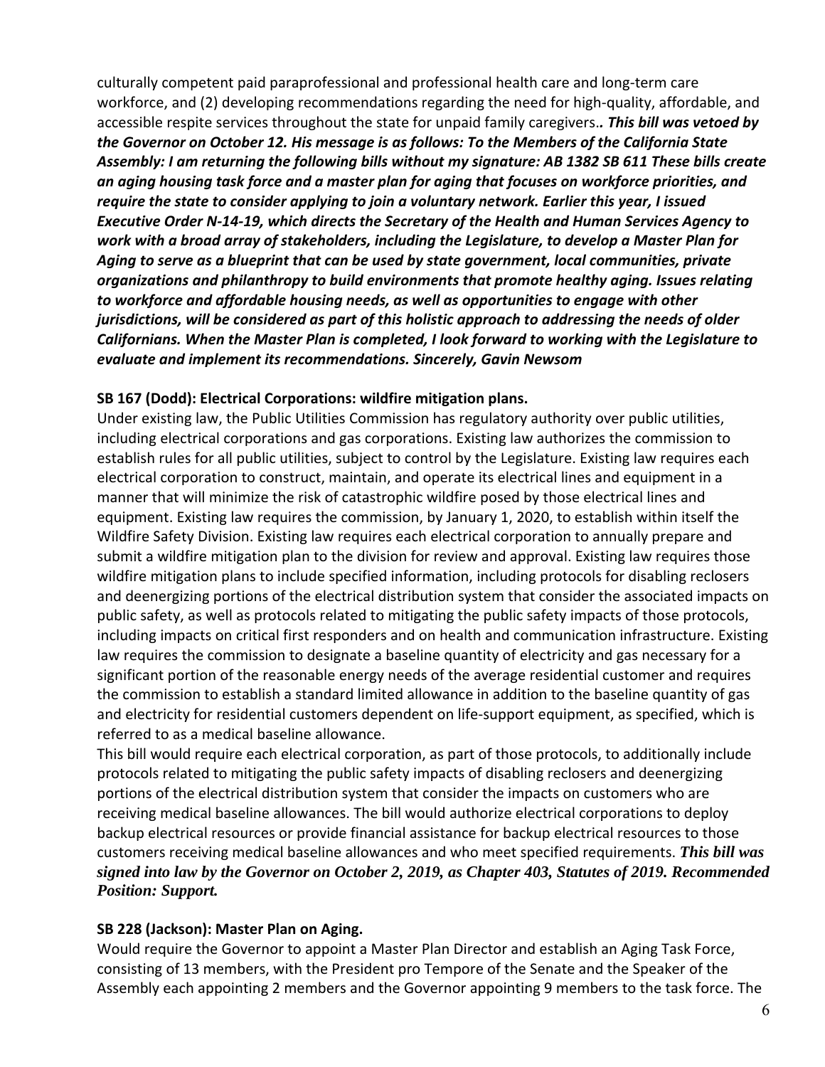culturally competent paid paraprofessional and professional health care and long-term care workforce, and (2) developing recommendations regarding the need for high-quality, affordable, and accessible respite services throughout the state for unpaid family caregivers.. ***This bill was vetoed by the Governor on October 12. His message is as follows: To the Members of the California State Assembly: I am returning the following bills without my signature: AB 1382 SB 611 These bills create an aging housing task force and a master plan for aging that focuses on workforce priorities, and require the state to consider applying to join a voluntary network. Earlier this year, I issued Executive Order N-14-19, which directs the Secretary of the Health and Human Services Agency to work with a broad array of stakeholders, including the Legislature, to develop a Master Plan for Aging to serve as a blueprint that can be used by state government, local communities, private organizations and philanthropy to build environments that promote healthy aging. Issues relating to workforce and affordable housing needs, as well as opportunities to engage with other jurisdictions, will be considered as part of this holistic approach to addressing the needs of older Californians. When the Master Plan is completed, I look forward to working with the Legislature to evaluate and implement its recommendations. Sincerely, Gavin Newsom***

**SB 167 (Dodd): Electrical Corporations: wildfire mitigation plans.**

Under existing law, the Public Utilities Commission has regulatory authority over public utilities, including electrical corporations and gas corporations. Existing law authorizes the commission to establish rules for all public utilities, subject to control by the Legislature. Existing law requires each electrical corporation to construct, maintain, and operate its electrical lines and equipment in a manner that will minimize the risk of catastrophic wildfire posed by those electrical lines and equipment. Existing law requires the commission, by January 1, 2020, to establish within itself the Wildfire Safety Division. Existing law requires each electrical corporation to annually prepare and submit a wildfire mitigation plan to the division for review and approval. Existing law requires those wildfire mitigation plans to include specified information, including protocols for disabling reclosers and deenergizing portions of the electrical distribution system that consider the associated impacts on public safety, as well as protocols related to mitigating the public safety impacts of those protocols, including impacts on critical first responders and on health and communication infrastructure. Existing law requires the commission to designate a baseline quantity of electricity and gas necessary for a significant portion of the reasonable energy needs of the average residential customer and requires the commission to establish a standard limited allowance in addition to the baseline quantity of gas and electricity for residential customers dependent on life-support equipment, as specified, which is referred to as a medical baseline allowance.

This bill would require each electrical corporation, as part of those protocols, to additionally include protocols related to mitigating the public safety impacts of disabling reclosers and deenergizing portions of the electrical distribution system that consider the impacts on customers who are receiving medical baseline allowances. The bill would authorize electrical corporations to deploy backup electrical resources or provide financial assistance for backup electrical resources to those customers receiving medical baseline allowances and who meet specified requirements. ***This bill was signed into law by the Governor on October 2, 2019, as Chapter 403, Statutes of 2019. Recommended Position: Support.***

**SB 228 (Jackson): Master Plan on Aging.**

Would require the Governor to appoint a Master Plan Director and establish an Aging Task Force, consisting of 13 members, with the President pro Tempore of the Senate and the Speaker of the Assembly each appointing 2 members and the Governor appointing 9 members to the task force. The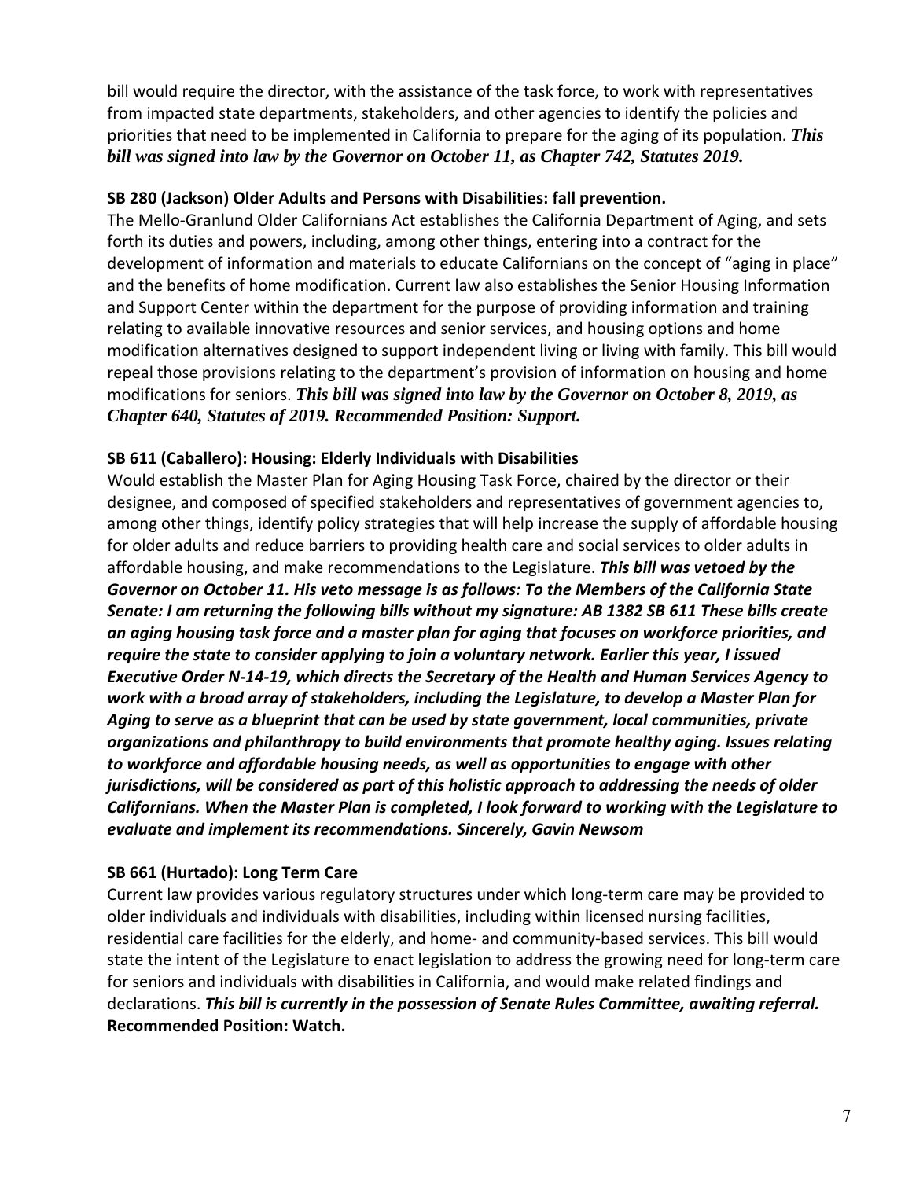bill would require the director, with the assistance of the task force, to work with representatives from impacted state departments, stakeholders, and other agencies to identify the policies and priorities that need to be implemented in California to prepare for the aging of its population. ***This bill was signed into law by the Governor on October 11, as Chapter 742, Statutes 2019.***

**SB 280 (Jackson) Older Adults and Persons with Disabilities: fall prevention.**

The Mello-Granlund Older Californians Act establishes the California Department of Aging, and sets forth its duties and powers, including, among other things, entering into a contract for the development of information and materials to educate Californians on the concept of "aging in place" and the benefits of home modification. Current law also establishes the Senior Housing Information and Support Center within the department for the purpose of providing information and training relating to available innovative resources and senior services, and housing options and home modification alternatives designed to support independent living or living with family. This bill would repeal those provisions relating to the department's provision of information on housing and home modifications for seniors. ***This bill was signed into law by the Governor on October 8, 2019, as Chapter 640, Statutes of 2019. Recommended Position: Support.***

**SB 611 (Caballero): Housing: Elderly Individuals with Disabilities**

Would establish the Master Plan for Aging Housing Task Force, chaired by the director or their designee, and composed of specified stakeholders and representatives of government agencies to, among other things, identify policy strategies that will help increase the supply of affordable housing for older adults and reduce barriers to providing health care and social services to older adults in affordable housing, and make recommendations to the Legislature. ***This bill was vetoed by the Governor on October 11. His veto message is as follows: To the Members of the California State Senate: I am returning the following bills without my signature: AB 1382 SB 611 These bills create an aging housing task force and a master plan for aging that focuses on workforce priorities, and require the state to consider applying to join a voluntary network. Earlier this year, I issued Executive Order N-14-19, which directs the Secretary of the Health and Human Services Agency to work with a broad array of stakeholders, including the Legislature, to develop a Master Plan for Aging to serve as a blueprint that can be used by state government, local communities, private organizations and philanthropy to build environments that promote healthy aging. Issues relating to workforce and affordable housing needs, as well as opportunities to engage with other jurisdictions, will be considered as part of this holistic approach to addressing the needs of older Californians. When the Master Plan is completed, I look forward to working with the Legislature to evaluate and implement its recommendations. Sincerely, Gavin Newsom***

**SB 661 (Hurtado): Long Term Care**

Current law provides various regulatory structures under which long-term care may be provided to older individuals and individuals with disabilities, including within licensed nursing facilities, residential care facilities for the elderly, and home- and community-based services. This bill would state the intent of the Legislature to enact legislation to address the growing need for long-term care for seniors and individuals with disabilities in California, and would make related findings and declarations. ***This bill is currently in the possession of Senate Rules Committee, awaiting referral.*** **Recommended Position: Watch.**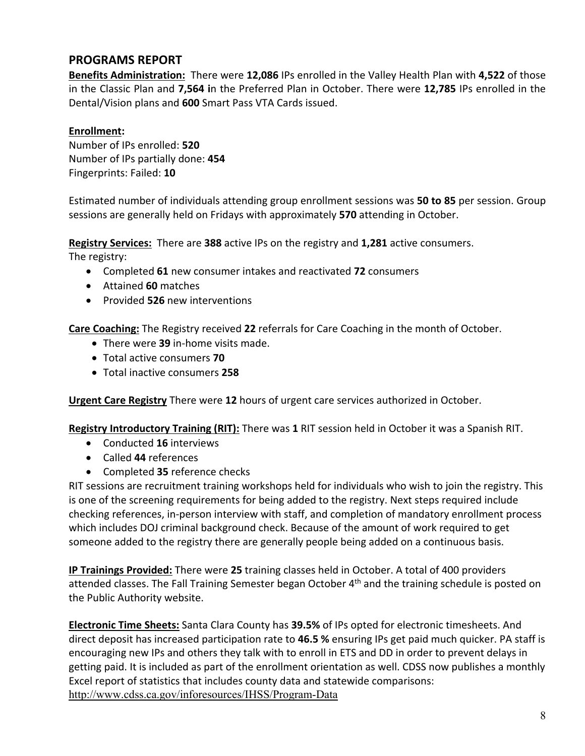## PROGRAMS REPORT

**Benefits Administration:** There were **12,086** IPs enrolled in the Valley Health Plan with **4,522** of those in the Classic Plan and **7,564 i**n the Preferred Plan in October. There were **12,785** IPs enrolled in the Dental/Vision plans and **600** Smart Pass VTA Cards issued.

**Enrollment:**
Number of IPs enrolled: **520**
Number of IPs partially done: **454**
Fingerprints: Failed: **10**

Estimated number of individuals attending group enrollment sessions was **50 to 85** per session. Group sessions are generally held on Fridays with approximately **570** attending in October.

**Registry Services:** There are **388** active IPs on the registry and **1,281** active consumers.
The registry:

- Completed **61** new consumer intakes and reactivated **72** consumers
- Attained **60** matches
- Provided **526** new interventions

**Care Coaching:** The Registry received **22** referrals for Care Coaching in the month of October.

- There were **39** in-home visits made.
- Total active consumers **70**
- Total inactive consumers **258**

**Urgent Care Registry** There were **12** hours of urgent care services authorized in October.

**Registry Introductory Training (RIT):** There was **1** RIT session held in October it was a Spanish RIT.

- Conducted **16** interviews
- Called **44** references
- Completed **35** reference checks

RIT sessions are recruitment training workshops held for individuals who wish to join the registry. This is one of the screening requirements for being added to the registry. Next steps required include checking references, in-person interview with staff, and completion of mandatory enrollment process which includes DOJ criminal background check. Because of the amount of work required to get someone added to the registry there are generally people being added on a continuous basis.

**IP Trainings Provided:** There were **25** training classes held in October. A total of 400 providers attended classes. The Fall Training Semester began October 4th and the training schedule is posted on the Public Authority website.

**Electronic Time Sheets:** Santa Clara County has **39.5%** of IPs opted for electronic timesheets. And direct deposit has increased participation rate to **46.5 %** ensuring IPs get paid much quicker. PA staff is encouraging new IPs and others they talk with to enroll in ETS and DD in order to prevent delays in getting paid. It is included as part of the enrollment orientation as well. CDSS now publishes a monthly Excel report of statistics that includes county data and statewide comparisons:
http://www.cdss.ca.gov/inforesources/IHSS/Program-Data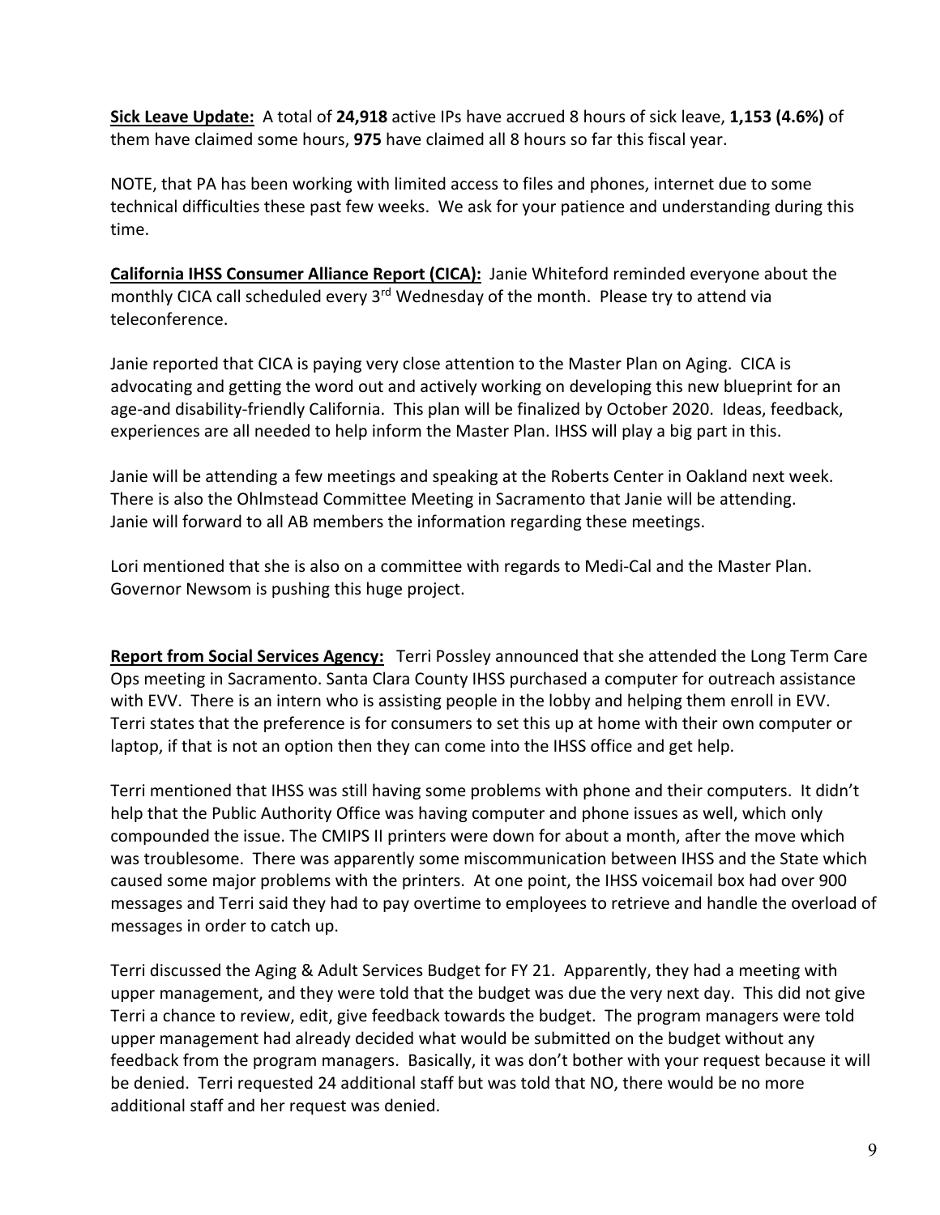**Sick Leave Update:** A total of **24,918** active IPs have accrued 8 hours of sick leave, **1,153 (4.6%)** of them have claimed some hours, **975** have claimed all 8 hours so far this fiscal year.

NOTE, that PA has been working with limited access to files and phones, internet due to some technical difficulties these past few weeks. We ask for your patience and understanding during this time.

**California IHSS Consumer Alliance Report (CICA):** Janie Whiteford reminded everyone about the monthly CICA call scheduled every 3rd Wednesday of the month. Please try to attend via teleconference.

Janie reported that CICA is paying very close attention to the Master Plan on Aging. CICA is advocating and getting the word out and actively working on developing this new blueprint for an age-and disability-friendly California. This plan will be finalized by October 2020. Ideas, feedback, experiences are all needed to help inform the Master Plan. IHSS will play a big part in this.

Janie will be attending a few meetings and speaking at the Roberts Center in Oakland next week. There is also the Ohlmstead Committee Meeting in Sacramento that Janie will be attending. Janie will forward to all AB members the information regarding these meetings.

Lori mentioned that she is also on a committee with regards to Medi-Cal and the Master Plan. Governor Newsom is pushing this huge project.

**Report from Social Services Agency:** Terri Possley announced that she attended the Long Term Care Ops meeting in Sacramento. Santa Clara County IHSS purchased a computer for outreach assistance with EVV. There is an intern who is assisting people in the lobby and helping them enroll in EVV. Terri states that the preference is for consumers to set this up at home with their own computer or laptop, if that is not an option then they can come into the IHSS office and get help.

Terri mentioned that IHSS was still having some problems with phone and their computers. It didn't help that the Public Authority Office was having computer and phone issues as well, which only compounded the issue. The CMIPS II printers were down for about a month, after the move which was troublesome. There was apparently some miscommunication between IHSS and the State which caused some major problems with the printers. At one point, the IHSS voicemail box had over 900 messages and Terri said they had to pay overtime to employees to retrieve and handle the overload of messages in order to catch up.

Terri discussed the Aging & Adult Services Budget for FY 21. Apparently, they had a meeting with upper management, and they were told that the budget was due the very next day. This did not give Terri a chance to review, edit, give feedback towards the budget. The program managers were told upper management had already decided what would be submitted on the budget without any feedback from the program managers. Basically, it was don't bother with your request because it will be denied. Terri requested 24 additional staff but was told that NO, there would be no more additional staff and her request was denied.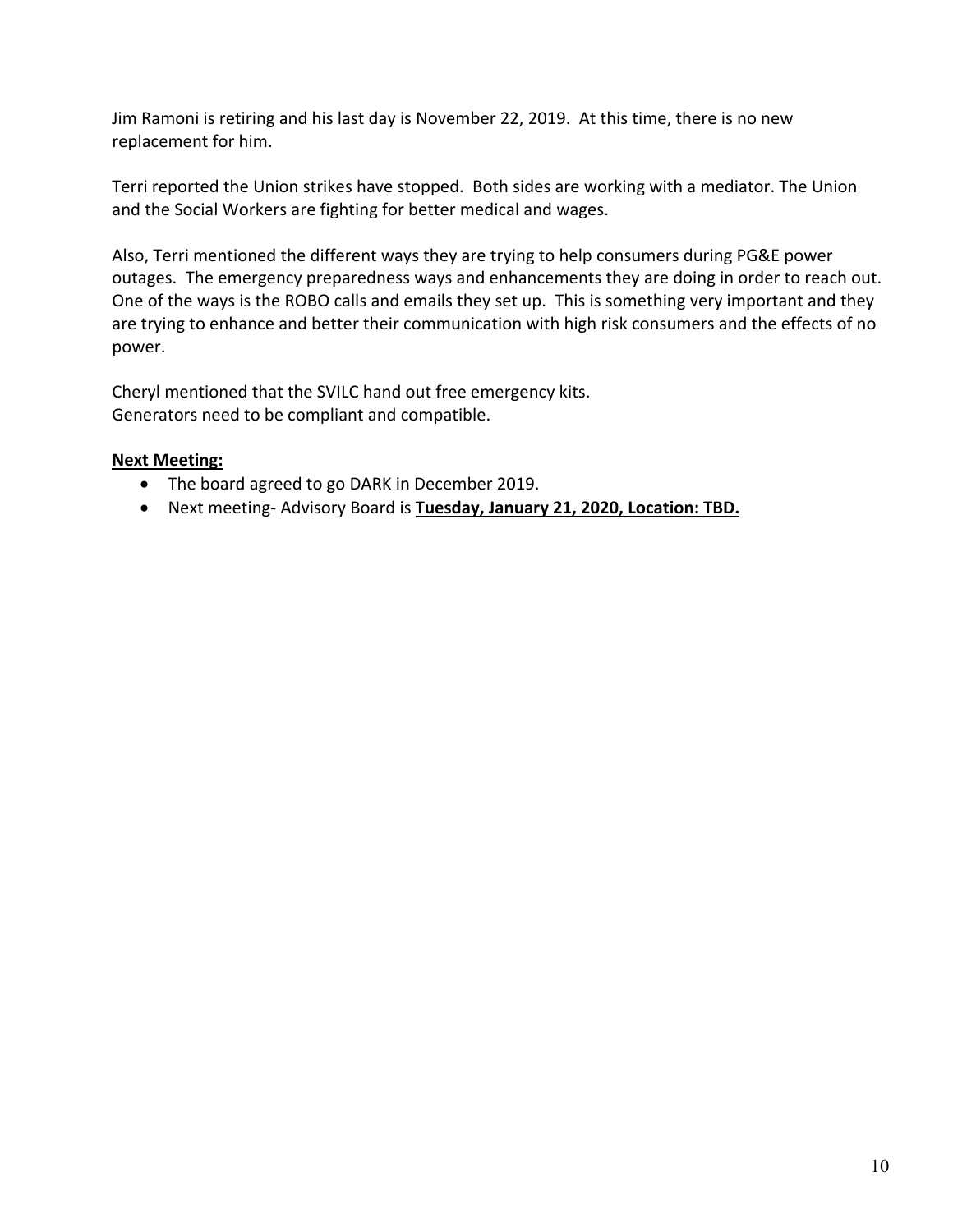Jim Ramoni is retiring and his last day is November 22, 2019. At this time, there is no new replacement for him.

Terri reported the Union strikes have stopped. Both sides are working with a mediator. The Union and the Social Workers are fighting for better medical and wages.

Also, Terri mentioned the different ways they are trying to help consumers during PG&E power outages. The emergency preparedness ways and enhancements they are doing in order to reach out. One of the ways is the ROBO calls and emails they set up. This is something very important and they are trying to enhance and better their communication with high risk consumers and the effects of no power.

Cheryl mentioned that the SVILC hand out free emergency kits.
Generators need to be compliant and compatible.

**Next Meeting:**

- The board agreed to go DARK in December 2019.
- Next meeting- Advisory Board is **Tuesday, January 21, 2020, Location: TBD.**